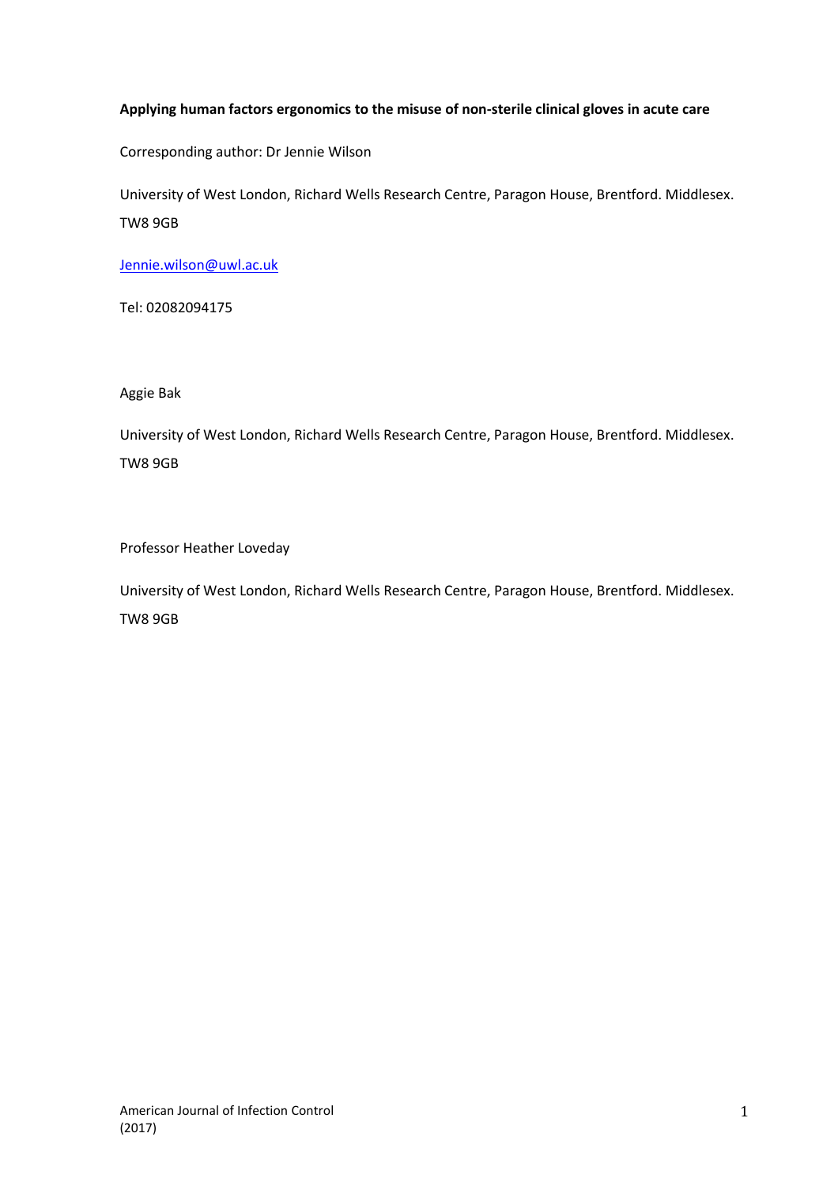**Applying human factors ergonomics to the misuse of non-sterile clinical gloves in acute care**

Corresponding author: Dr Jennie Wilson

University of West London, Richard Wells Research Centre, Paragon House, Brentford. Middlesex. TW8 9GB

Jennie.wilson@uwl.ac.uk

Tel: 02082094175

Aggie Bak

University of West London, Richard Wells Research Centre, Paragon House, Brentford. Middlesex. TW8 9GB

Professor Heather Loveday

University of West London, Richard Wells Research Centre, Paragon House, Brentford. Middlesex. TW8 9GB

American Journal of Infection Control (2017)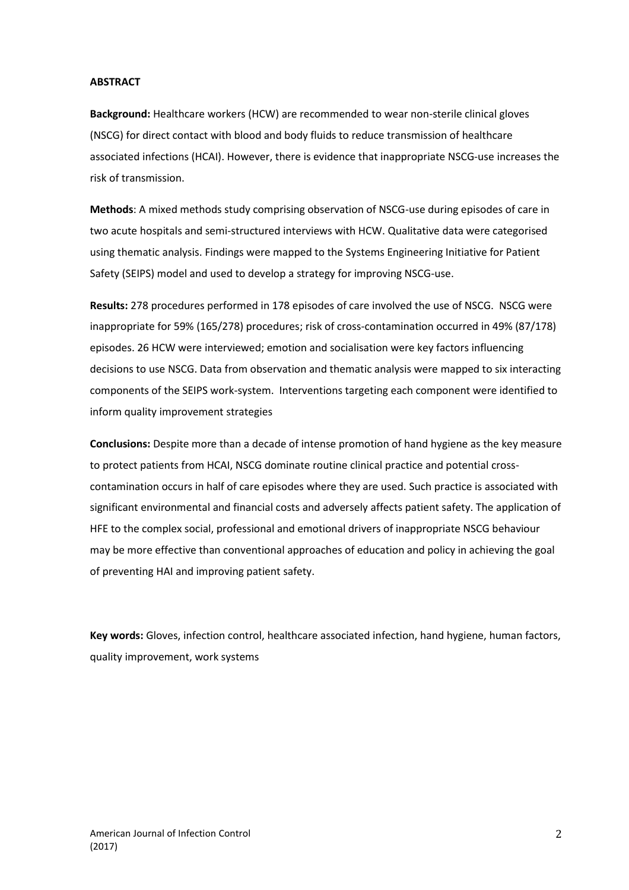**ABSTRACT**

**Background:** Healthcare workers (HCW) are recommended to wear non-sterile clinical gloves (NSCG) for direct contact with blood and body fluids to reduce transmission of healthcare associated infections (HCAI). However, there is evidence that inappropriate NSCG-use increases the risk of transmission.

**Methods**: A mixed methods study comprising observation of NSCG-use during episodes of care in two acute hospitals and semi-structured interviews with HCW. Qualitative data were categorised using thematic analysis. Findings were mapped to the Systems Engineering Initiative for Patient Safety (SEIPS) model and used to develop a strategy for improving NSCG-use.

**Results:** 278 procedures performed in 178 episodes of care involved the use of NSCG. NSCG were inappropriate for 59% (165/278) procedures; risk of cross-contamination occurred in 49% (87/178) episodes. 26 HCW were interviewed; emotion and socialisation were key factors influencing decisions to use NSCG. Data from observation and thematic analysis were mapped to six interacting components of the SEIPS work-system. Interventions targeting each component were identified to inform quality improvement strategies

**Conclusions:** Despite more than a decade of intense promotion of hand hygiene as the key measure to protect patients from HCAI, NSCG dominate routine clinical practice and potential cross-contamination occurs in half of care episodes where they are used. Such practice is associated with significant environmental and financial costs and adversely affects patient safety. The application of HFE to the complex social, professional and emotional drivers of inappropriate NSCG behaviour may be more effective than conventional approaches of education and policy in achieving the goal of preventing HAI and improving patient safety.

**Key words:** Gloves, infection control, healthcare associated infection, hand hygiene, human factors, quality improvement, work systems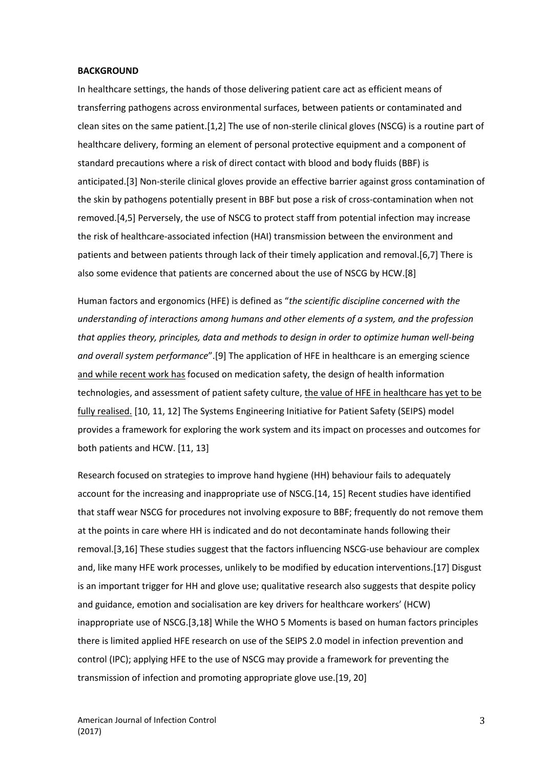**BACKGROUND**

In healthcare settings, the hands of those delivering patient care act as efficient means of transferring pathogens across environmental surfaces, between patients or contaminated and clean sites on the same patient.[1,2] The use of non-sterile clinical gloves (NSCG) is a routine part of healthcare delivery, forming an element of personal protective equipment and a component of standard precautions where a risk of direct contact with blood and body fluids (BBF) is anticipated.[3] Non-sterile clinical gloves provide an effective barrier against gross contamination of the skin by pathogens potentially present in BBF but pose a risk of cross-contamination when not removed.[4,5] Perversely, the use of NSCG to protect staff from potential infection may increase the risk of healthcare-associated infection (HAI) transmission between the environment and patients and between patients through lack of their timely application and removal.[6,7] There is also some evidence that patients are concerned about the use of NSCG by HCW.[8]

Human factors and ergonomics (HFE) is defined as "*the scientific discipline concerned with the understanding of interactions among humans and other elements of a system, and the profession that applies theory, principles, data and methods to design in order to optimize human well-being and overall system performance*".[9] The application of HFE in healthcare is an emerging science and while recent work has focused on medication safety, the design of health information technologies, and assessment of patient safety culture, the value of HFE in healthcare has yet to be fully realised. [10, 11, 12] The Systems Engineering Initiative for Patient Safety (SEIPS) model provides a framework for exploring the work system and its impact on processes and outcomes for both patients and HCW. [11, 13]

Research focused on strategies to improve hand hygiene (HH) behaviour fails to adequately account for the increasing and inappropriate use of NSCG.[14, 15] Recent studies have identified that staff wear NSCG for procedures not involving exposure to BBF; frequently do not remove them at the points in care where HH is indicated and do not decontaminate hands following their removal.[3,16] These studies suggest that the factors influencing NSCG-use behaviour are complex and, like many HFE work processes, unlikely to be modified by education interventions.[17] Disgust is an important trigger for HH and glove use; qualitative research also suggests that despite policy and guidance, emotion and socialisation are key drivers for healthcare workers' (HCW) inappropriate use of NSCG.[3,18] While the WHO 5 Moments is based on human factors principles there is limited applied HFE research on use of the SEIPS 2.0 model in infection prevention and control (IPC); applying HFE to the use of NSCG may provide a framework for preventing the transmission of infection and promoting appropriate glove use.[19, 20]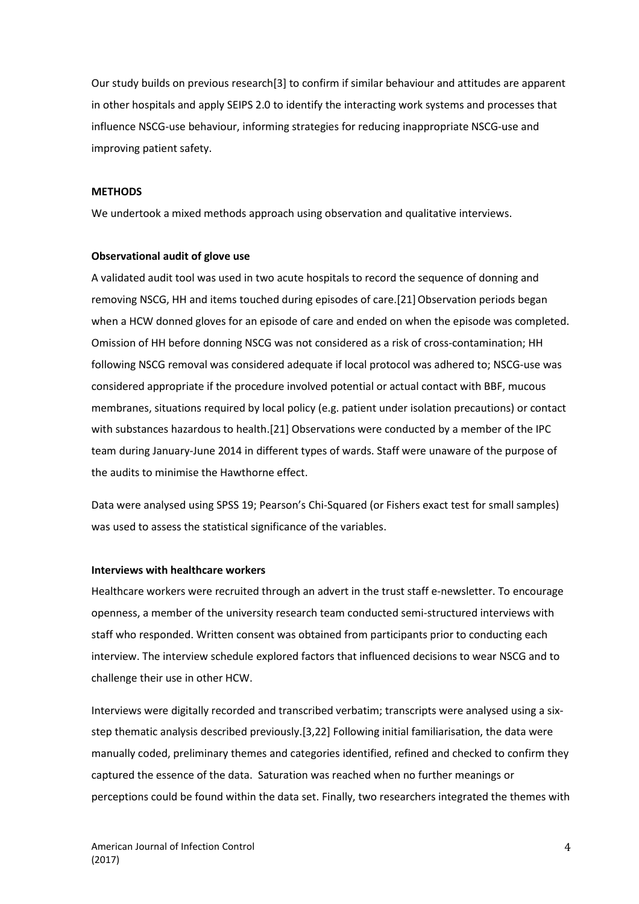Our study builds on previous research[3] to confirm if similar behaviour and attitudes are apparent in other hospitals and apply SEIPS 2.0 to identify the interacting work systems and processes that influence NSCG-use behaviour, informing strategies for reducing inappropriate NSCG-use and improving patient safety.

## METHODS

We undertook a mixed methods approach using observation and qualitative interviews.

### Observational audit of glove use

A validated audit tool was used in two acute hospitals to record the sequence of donning and removing NSCG, HH and items touched during episodes of care.[21] Observation periods began when a HCW donned gloves for an episode of care and ended on when the episode was completed. Omission of HH before donning NSCG was not considered as a risk of cross-contamination; HH following NSCG removal was considered adequate if local protocol was adhered to; NSCG-use was considered appropriate if the procedure involved potential or actual contact with BBF, mucous membranes, situations required by local policy (e.g. patient under isolation precautions) or contact with substances hazardous to health.[21] Observations were conducted by a member of the IPC team during January-June 2014 in different types of wards. Staff were unaware of the purpose of the audits to minimise the Hawthorne effect.

Data were analysed using SPSS 19; Pearson's Chi-Squared (or Fishers exact test for small samples) was used to assess the statistical significance of the variables.

### Interviews with healthcare workers

Healthcare workers were recruited through an advert in the trust staff e-newsletter. To encourage openness, a member of the university research team conducted semi-structured interviews with staff who responded. Written consent was obtained from participants prior to conducting each interview. The interview schedule explored factors that influenced decisions to wear NSCG and to challenge their use in other HCW.

Interviews were digitally recorded and transcribed verbatim; transcripts were analysed using a six-step thematic analysis described previously.[3,22] Following initial familiarisation, the data were manually coded, preliminary themes and categories identified, refined and checked to confirm they captured the essence of the data. Saturation was reached when no further meanings or perceptions could be found within the data set. Finally, two researchers integrated the themes with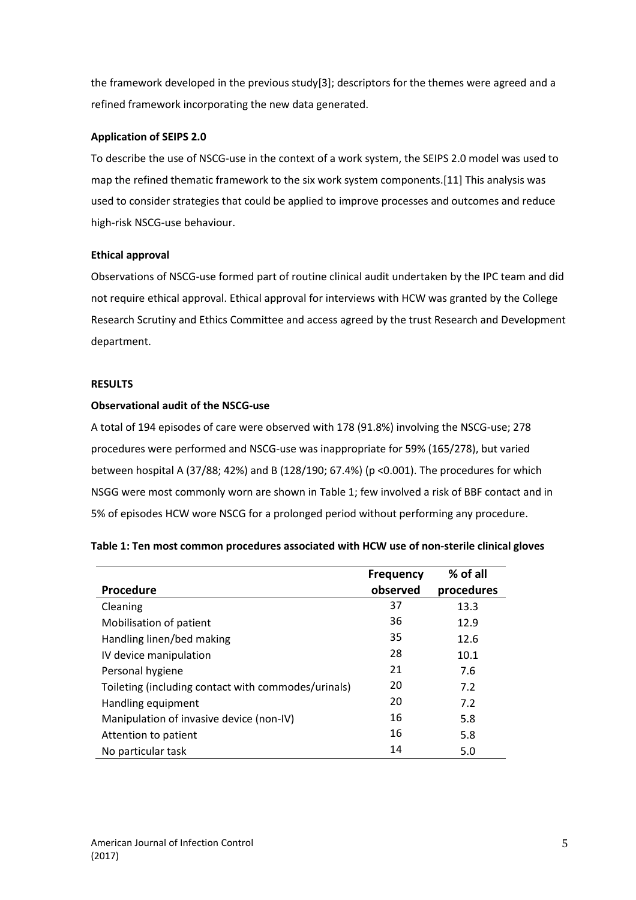the framework developed in the previous study[3]; descriptors for the themes were agreed and a refined framework incorporating the new data generated.

**Application of SEIPS 2.0**

To describe the use of NSCG-use in the context of a work system, the SEIPS 2.0 model was used to map the refined thematic framework to the six work system components.[11] This analysis was used to consider strategies that could be applied to improve processes and outcomes and reduce high-risk NSCG-use behaviour.

**Ethical approval**

Observations of NSCG-use formed part of routine clinical audit undertaken by the IPC team and did not require ethical approval. Ethical approval for interviews with HCW was granted by the College Research Scrutiny and Ethics Committee and access agreed by the trust Research and Development department.

## RESULTS

**Observational audit of the NSCG-use**

A total of 194 episodes of care were observed with 178 (91.8%) involving the NSCG-use; 278 procedures were performed and NSCG-use was inappropriate for 59% (165/278), but varied between hospital A (37/88; 42%) and B (128/190; 67.4%) ($p < 0.001$). The procedures for which NSGG were most commonly worn are shown in Table 1; few involved a risk of BBF contact and in 5% of episodes HCW wore NSCG for a prolonged period without performing any procedure.

**Table 1: Ten most common procedures associated with HCW use of non-sterile clinical gloves**

| Procedure | Frequency observed | % of all procedures |
|---|---|---|
| Cleaning | 37 | 13.3 |
| Mobilisation of patient | 36 | 12.9 |
| Handling linen/bed making | 35 | 12.6 |
| IV device manipulation | 28 | 10.1 |
| Personal hygiene | 21 | 7.6 |
| Toileting (including contact with commodes/urinals) | 20 | 7.2 |
| Handling equipment | 20 | 7.2 |
| Manipulation of invasive device (non-IV) | 16 | 5.8 |
| Attention to patient | 16 | 5.8 |
| No particular task | 14 | 5.0 |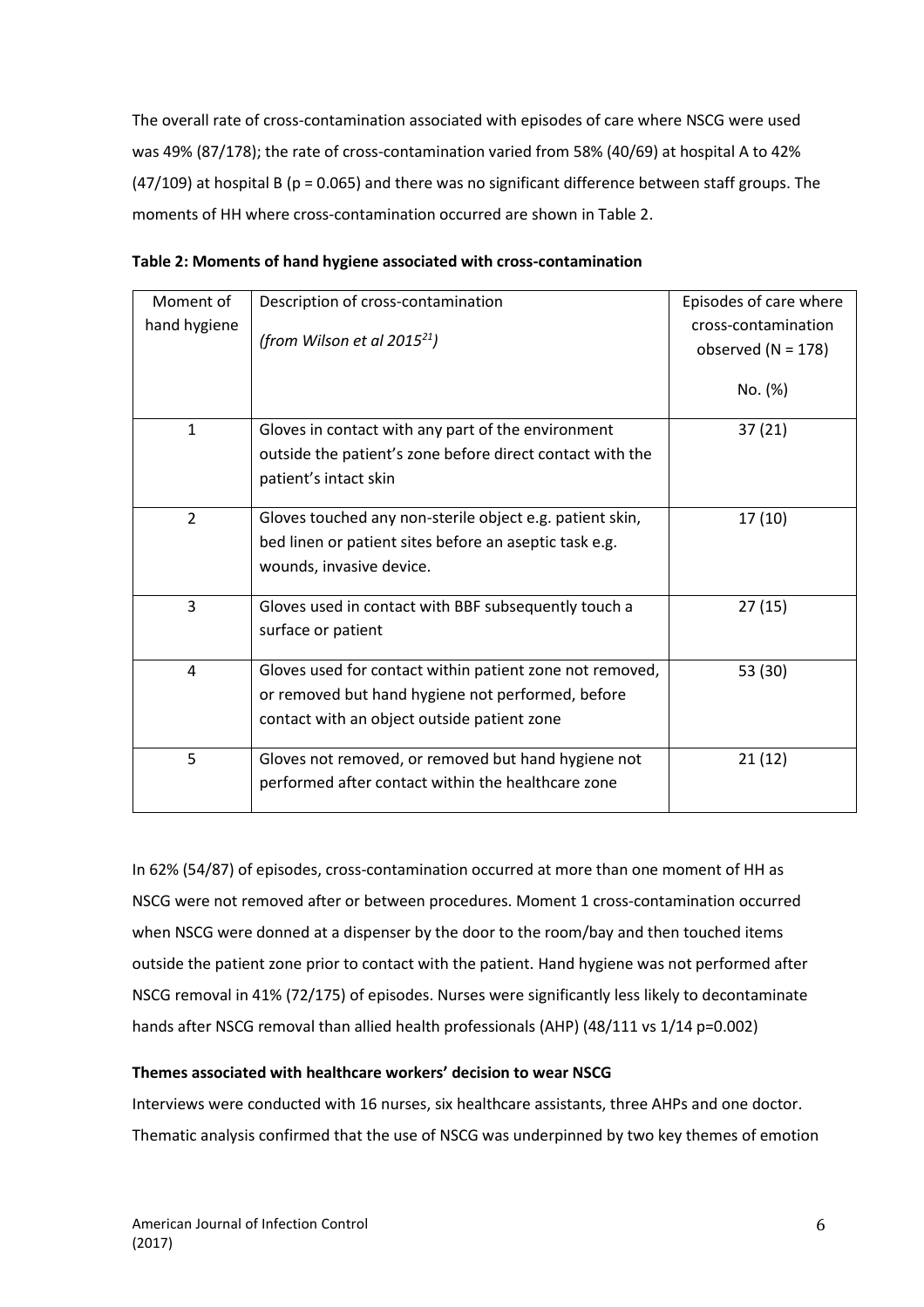The overall rate of cross-contamination associated with episodes of care where NSCG were used was 49% (87/178); the rate of cross-contamination varied from 58% (40/69) at hospital A to 42% (47/109) at hospital B (p = 0.065) and there was no significant difference between staff groups. The moments of HH where cross-contamination occurred are shown in Table 2.

**Table 2: Moments of hand hygiene associated with cross-contamination**

| Moment of hand hygiene | Description of cross-contamination *(from Wilson et al 2015[21])* | Episodes of care where cross-contamination observed (N = 178) No. (%) |
|---|---|---|
| 1 | Gloves in contact with any part of the environment outside the patient's zone before direct contact with the patient's intact skin | 37 (21) |
| 2 | Gloves touched any non-sterile object e.g. patient skin, bed linen or patient sites before an aseptic task e.g. wounds, invasive device. | 17 (10) |
| 3 | Gloves used in contact with BBF subsequently touch a surface or patient | 27 (15) |
| 4 | Gloves used for contact within patient zone not removed, or removed but hand hygiene not performed, before contact with an object outside patient zone | 53 (30) |
| 5 | Gloves not removed, or removed but hand hygiene not performed after contact within the healthcare zone | 21 (12) |

In 62% (54/87) of episodes, cross-contamination occurred at more than one moment of HH as NSCG were not removed after or between procedures. Moment 1 cross-contamination occurred when NSCG were donned at a dispenser by the door to the room/bay and then touched items outside the patient zone prior to contact with the patient. Hand hygiene was not performed after NSCG removal in 41% (72/175) of episodes. Nurses were significantly less likely to decontaminate hands after NSCG removal than allied health professionals (AHP) (48/111 vs 1/14 p=0.002)

**Themes associated with healthcare workers' decision to wear NSCG**

Interviews were conducted with 16 nurses, six healthcare assistants, three AHPs and one doctor. Thematic analysis confirmed that the use of NSCG was underpinned by two key themes of emotion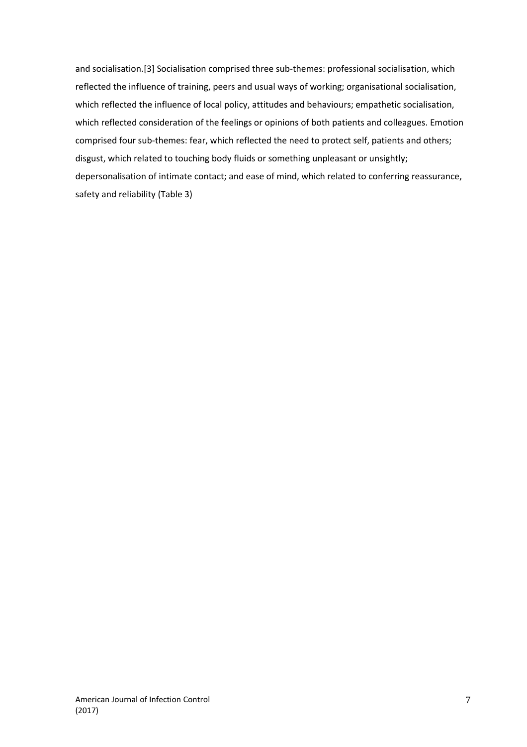and socialisation.[3] Socialisation comprised three sub-themes: professional socialisation, which reflected the influence of training, peers and usual ways of working; organisational socialisation, which reflected the influence of local policy, attitudes and behaviours; empathetic socialisation, which reflected consideration of the feelings or opinions of both patients and colleagues. Emotion comprised four sub-themes: fear, which reflected the need to protect self, patients and others; disgust, which related to touching body fluids or something unpleasant or unsightly; depersonalisation of intimate contact; and ease of mind, which related to conferring reassurance, safety and reliability (Table 3)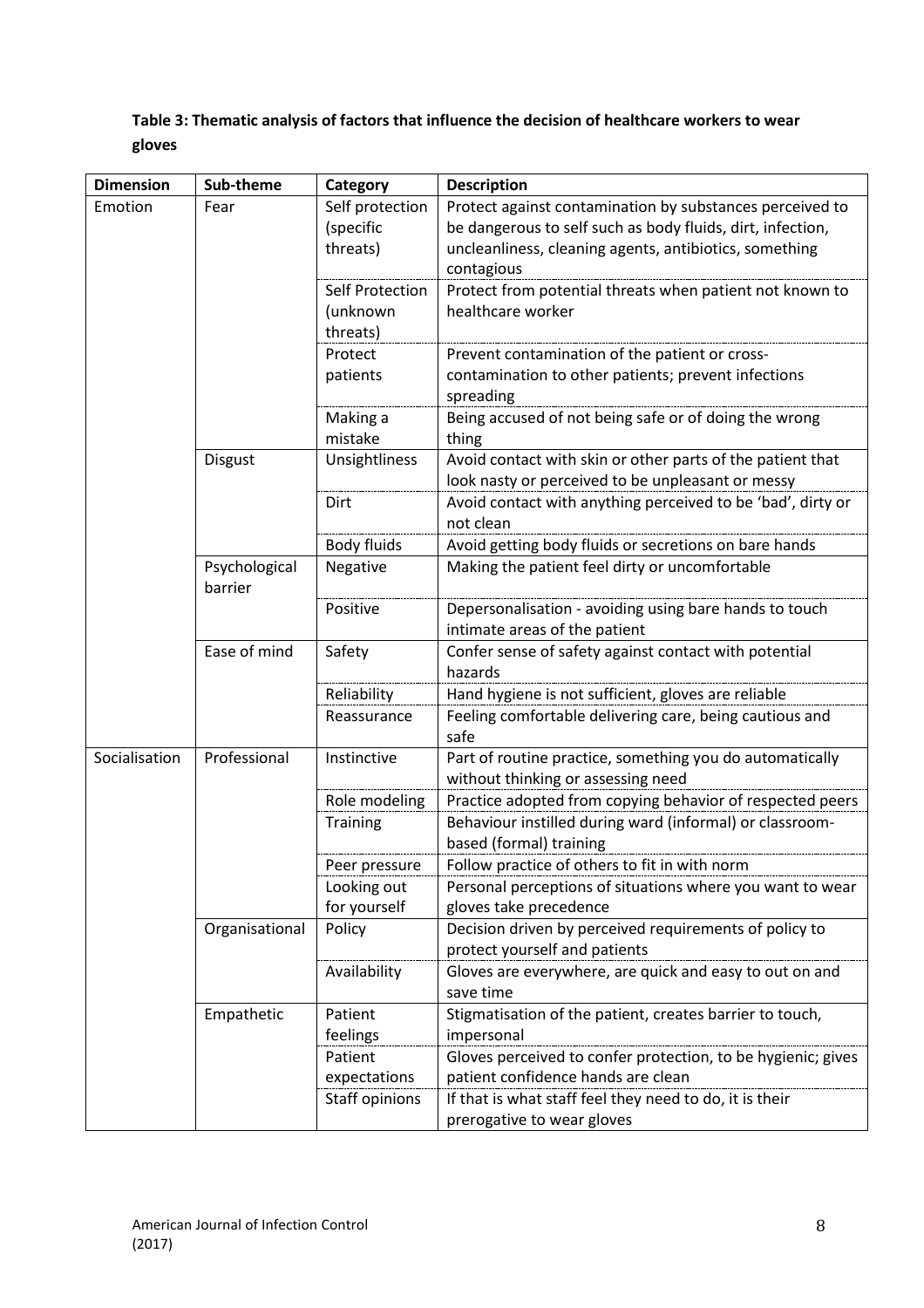**Table 3: Thematic analysis of factors that influence the decision of healthcare workers to wear gloves**

| Dimension | Sub-theme | Category | Description |
|---|---|---|---|
| Emotion | Fear | Self protection (specific threats) | Protect against contamination by substances perceived to be dangerous to self such as body fluids, dirt, infection, uncleanliness, cleaning agents, antibiotics, something contagious |
| | | Self Protection (unknown threats) | Protect from potential threats when patient not known to healthcare worker |
| | | Protect patients | Prevent contamination of the patient or cross-contamination to other patients; prevent infections spreading |
| | | Making a mistake | Being accused of not being safe or of doing the wrong thing |
| | Disgust | Unsightliness | Avoid contact with skin or other parts of the patient that look nasty or perceived to be unpleasant or messy |
| | | Dirt | Avoid contact with anything perceived to be 'bad', dirty or not clean |
| | | Body fluids | Avoid getting body fluids or secretions on bare hands |
| | Psychological barrier | Negative | Making the patient feel dirty or uncomfortable |
| | | Positive | Depersonalisation - avoiding using bare hands to touch intimate areas of the patient |
| | Ease of mind | Safety | Confer sense of safety against contact with potential hazards |
| | | Reliability | Hand hygiene is not sufficient, gloves are reliable |
| | | Reassurance | Feeling comfortable delivering care, being cautious and safe |
| Socialisation | Professional | Instinctive | Part of routine practice, something you do automatically without thinking or assessing need |
| | | Role modeling | Practice adopted from copying behavior of respected peers |
| | | Training | Behaviour instilled during ward (informal) or classroom-based (formal) training |
| | | Peer pressure | Follow practice of others to fit in with norm |
| | | Looking out for yourself | Personal perceptions of situations where you want to wear gloves take precedence |
| | Organisational | Policy | Decision driven by perceived requirements of policy to protect yourself and patients |
| | | Availability | Gloves are everywhere, are quick and easy to out on and save time |
| | Empathetic | Patient feelings | Stigmatisation of the patient, creates barrier to touch, impersonal |
| | | Patient expectations | Gloves perceived to confer protection, to be hygienic; gives patient confidence hands are clean |
| | | Staff opinions | If that is what staff feel they need to do, it is their prerogative to wear gloves |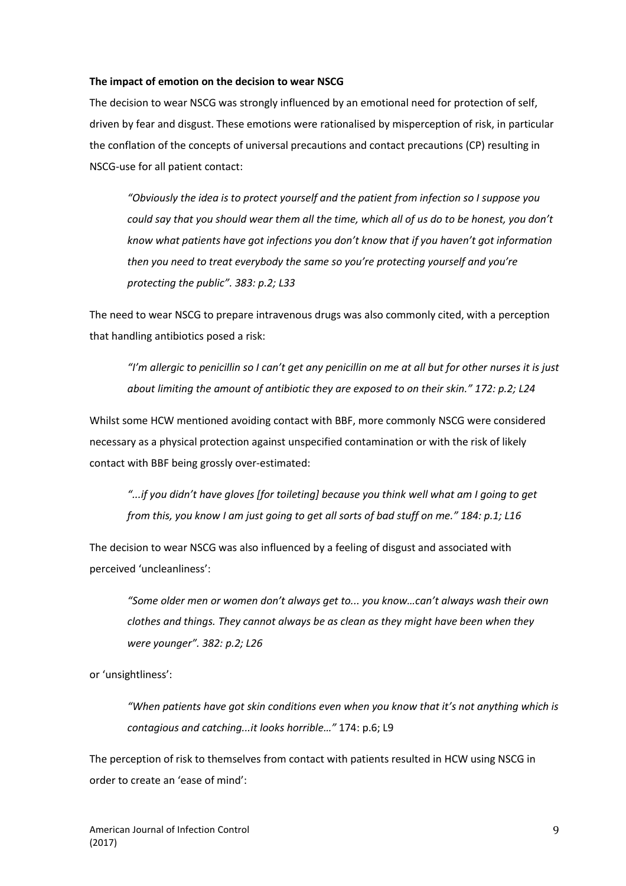**The impact of emotion on the decision to wear NSCG**

The decision to wear NSCG was strongly influenced by an emotional need for protection of self, driven by fear and disgust. These emotions were rationalised by misperception of risk, in particular the conflation of the concepts of universal precautions and contact precautions (CP) resulting in NSCG-use for all patient contact:

> *"Obviously the idea is to protect yourself and the patient from infection so I suppose you could say that you should wear them all the time, which all of us do to be honest, you don't know what patients have got infections you don't know that if you haven't got information then you need to treat everybody the same so you're protecting yourself and you're protecting the public". 383: p.2; L33*

The need to wear NSCG to prepare intravenous drugs was also commonly cited, with a perception that handling antibiotics posed a risk:

> *"I'm allergic to penicillin so I can't get any penicillin on me at all but for other nurses it is just about limiting the amount of antibiotic they are exposed to on their skin." 172: p.2; L24*

Whilst some HCW mentioned avoiding contact with BBF, more commonly NSCG were considered necessary as a physical protection against unspecified contamination or with the risk of likely contact with BBF being grossly over-estimated:

> *"...if you didn't have gloves [for toileting] because you think well what am I going to get from this, you know I am just going to get all sorts of bad stuff on me." 184: p.1; L16*

The decision to wear NSCG was also influenced by a feeling of disgust and associated with perceived 'uncleanliness':

> *"Some older men or women don't always get to... you know…can't always wash their own clothes and things. They cannot always be as clean as they might have been when they were younger". 382: p.2; L26*

or 'unsightliness':

> *"When patients have got skin conditions even when you know that it's not anything which is contagious and catching...it looks horrible…"* 174: p.6; L9

The perception of risk to themselves from contact with patients resulted in HCW using NSCG in order to create an 'ease of mind':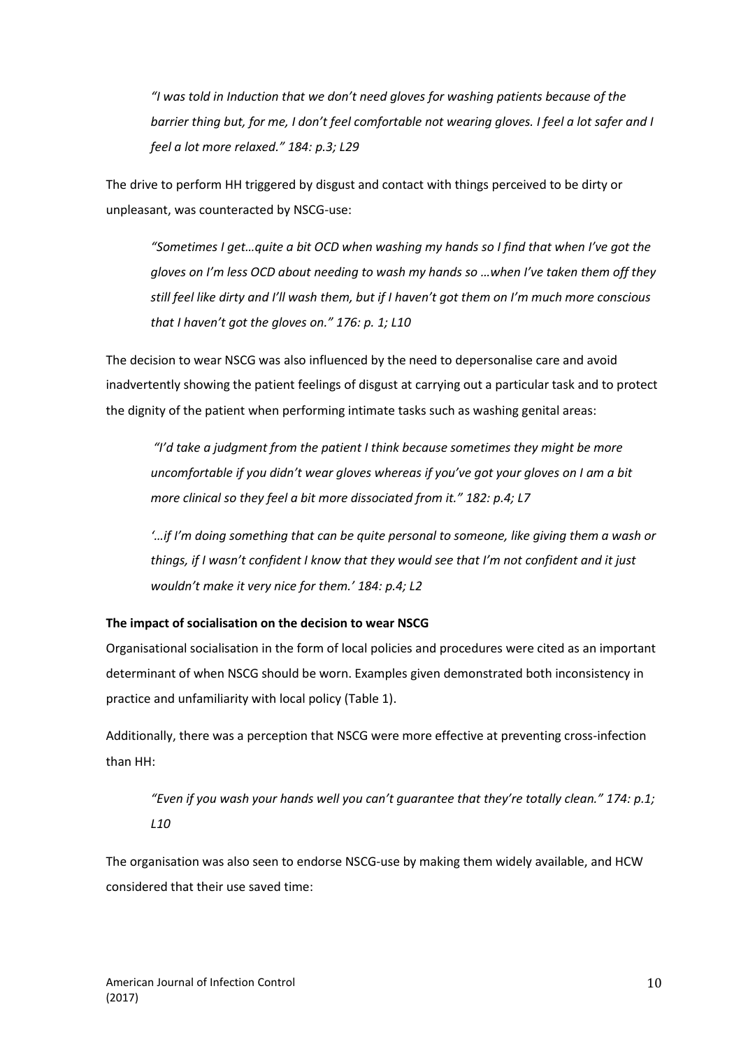*"I was told in Induction that we don't need gloves for washing patients because of the barrier thing but, for me, I don't feel comfortable not wearing gloves. I feel a lot safer and I feel a lot more relaxed." 184: p.3; L29*

The drive to perform HH triggered by disgust and contact with things perceived to be dirty or unpleasant, was counteracted by NSCG-use:

*"Sometimes I get…quite a bit OCD when washing my hands so I find that when I've got the gloves on I'm less OCD about needing to wash my hands so …when I've taken them off they still feel like dirty and I'll wash them, but if I haven't got them on I'm much more conscious that I haven't got the gloves on." 176: p. 1; L10*

The decision to wear NSCG was also influenced by the need to depersonalise care and avoid inadvertently showing the patient feelings of disgust at carrying out a particular task and to protect the dignity of the patient when performing intimate tasks such as washing genital areas:

*"I'd take a judgment from the patient I think because sometimes they might be more uncomfortable if you didn't wear gloves whereas if you've got your gloves on I am a bit more clinical so they feel a bit more dissociated from it." 182: p.4; L7*

*'…if I'm doing something that can be quite personal to someone, like giving them a wash or things, if I wasn't confident I know that they would see that I'm not confident and it just wouldn't make it very nice for them.' 184: p.4; L2*

**The impact of socialisation on the decision to wear NSCG**

Organisational socialisation in the form of local policies and procedures were cited as an important determinant of when NSCG should be worn. Examples given demonstrated both inconsistency in practice and unfamiliarity with local policy (Table 1).

Additionally, there was a perception that NSCG were more effective at preventing cross-infection than HH:

*"Even if you wash your hands well you can't guarantee that they're totally clean." 174: p.1; L10*

The organisation was also seen to endorse NSCG-use by making them widely available, and HCW considered that their use saved time: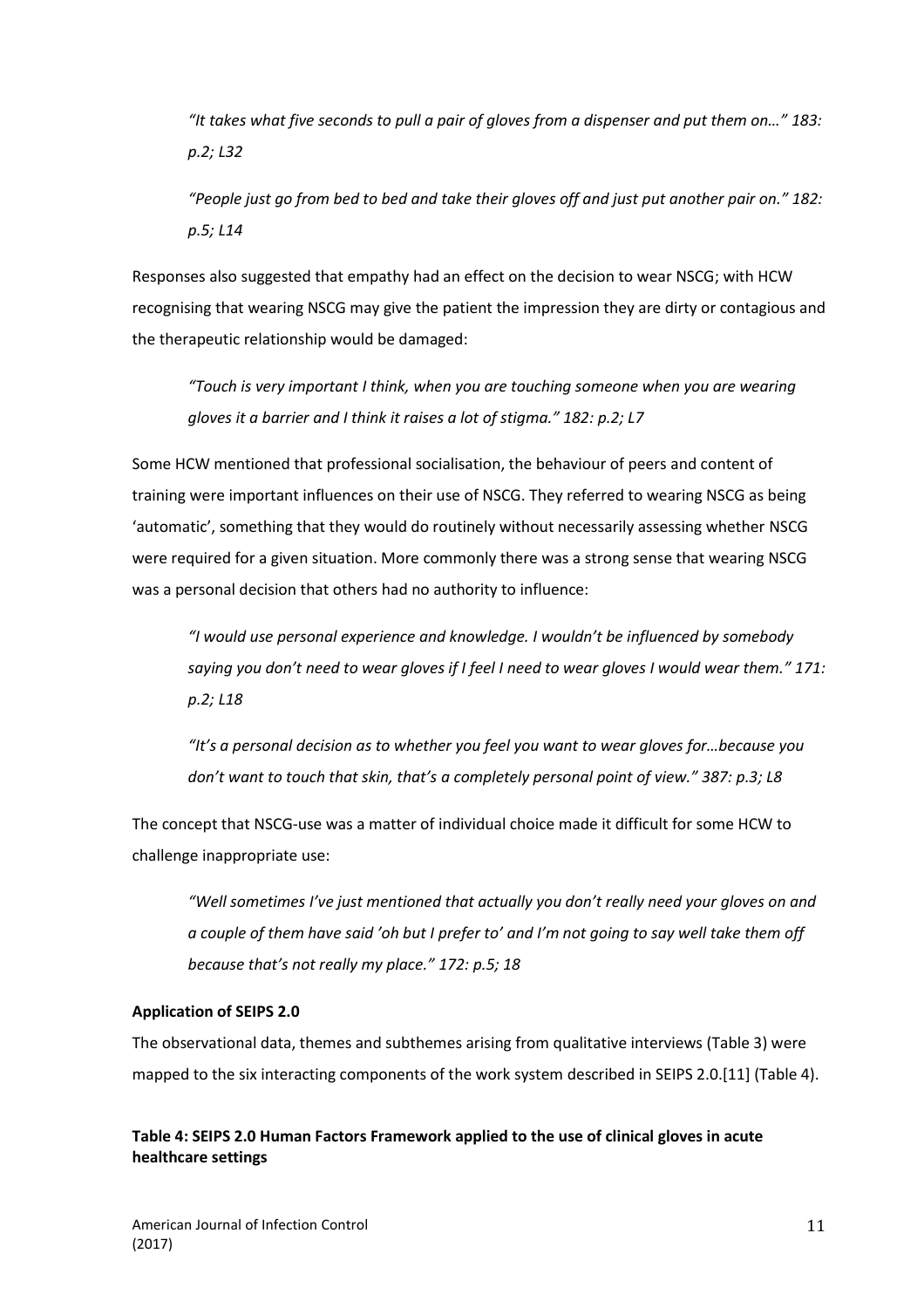*"It takes what five seconds to pull a pair of gloves from a dispenser and put them on…" 183: p.2; L32*

*"People just go from bed to bed and take their gloves off and just put another pair on." 182: p.5; L14*

Responses also suggested that empathy had an effect on the decision to wear NSCG; with HCW recognising that wearing NSCG may give the patient the impression they are dirty or contagious and the therapeutic relationship would be damaged:

*"Touch is very important I think, when you are touching someone when you are wearing gloves it a barrier and I think it raises a lot of stigma." 182: p.2; L7*

Some HCW mentioned that professional socialisation, the behaviour of peers and content of training were important influences on their use of NSCG. They referred to wearing NSCG as being 'automatic', something that they would do routinely without necessarily assessing whether NSCG were required for a given situation. More commonly there was a strong sense that wearing NSCG was a personal decision that others had no authority to influence:

*"I would use personal experience and knowledge. I wouldn't be influenced by somebody saying you don't need to wear gloves if I feel I need to wear gloves I would wear them." 171: p.2; L18*

*"It's a personal decision as to whether you feel you want to wear gloves for…because you don't want to touch that skin, that's a completely personal point of view." 387: p.3; L8*

The concept that NSCG-use was a matter of individual choice made it difficult for some HCW to challenge inappropriate use:

*"Well sometimes I've just mentioned that actually you don't really need your gloves on and a couple of them have said 'oh but I prefer to' and I'm not going to say well take them off because that's not really my place." 172: p.5; 18*

**Application of SEIPS 2.0**

The observational data, themes and subthemes arising from qualitative interviews (Table 3) were mapped to the six interacting components of the work system described in SEIPS 2.0.[11] (Table 4).

**Table 4: SEIPS 2.0 Human Factors Framework applied to the use of clinical gloves in acute healthcare settings**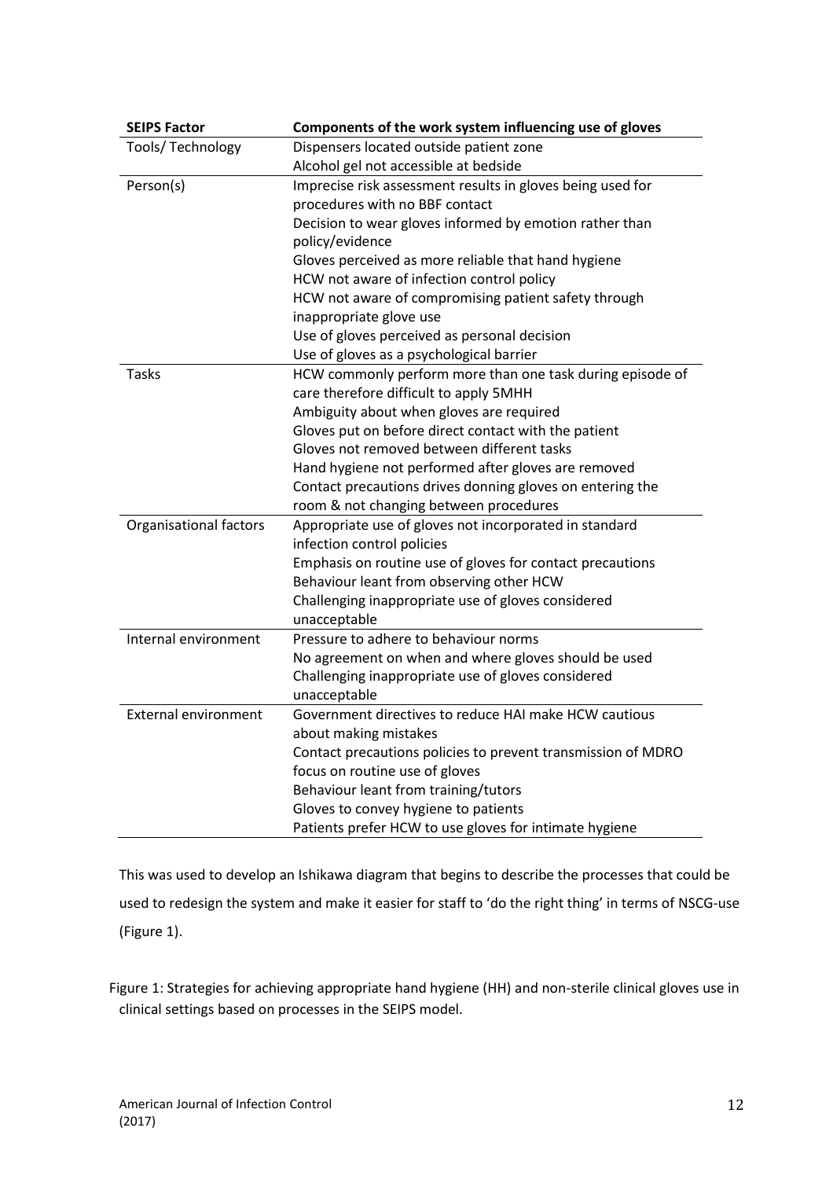| SEIPS Factor | Components of the work system influencing use of gloves |
|---|---|
| Tools/ Technology | Dispensers located outside patient zone<br>Alcohol gel not accessible at bedside |
| Person(s) | Imprecise risk assessment results in gloves being used for procedures with no BBF contact<br>Decision to wear gloves informed by emotion rather than policy/evidence<br>Gloves perceived as more reliable that hand hygiene<br>HCW not aware of infection control policy<br>HCW not aware of compromising patient safety through inappropriate glove use<br>Use of gloves perceived as personal decision<br>Use of gloves as a psychological barrier |
| Tasks | HCW commonly perform more than one task during episode of care therefore difficult to apply 5MHH<br>Ambiguity about when gloves are required<br>Gloves put on before direct contact with the patient<br>Gloves not removed between different tasks<br>Hand hygiene not performed after gloves are removed<br>Contact precautions drives donning gloves on entering the room & not changing between procedures |
| Organisational factors | Appropriate use of gloves not incorporated in standard infection control policies<br>Emphasis on routine use of gloves for contact precautions<br>Behaviour leant from observing other HCW<br>Challenging inappropriate use of gloves considered unacceptable |
| Internal environment | Pressure to adhere to behaviour norms<br>No agreement on when and where gloves should be used<br>Challenging inappropriate use of gloves considered unacceptable |
| External environment | Government directives to reduce HAI make HCW cautious about making mistakes<br>Contact precautions policies to prevent transmission of MDRO focus on routine use of gloves<br>Behaviour leant from training/tutors<br>Gloves to convey hygiene to patients<br>Patients prefer HCW to use gloves for intimate hygiene |

This was used to develop an Ishikawa diagram that begins to describe the processes that could be used to redesign the system and make it easier for staff to 'do the right thing' in terms of NSCG-use (Figure 1).

Figure 1: Strategies for achieving appropriate hand hygiene (HH) and non-sterile clinical gloves use in clinical settings based on processes in the SEIPS model.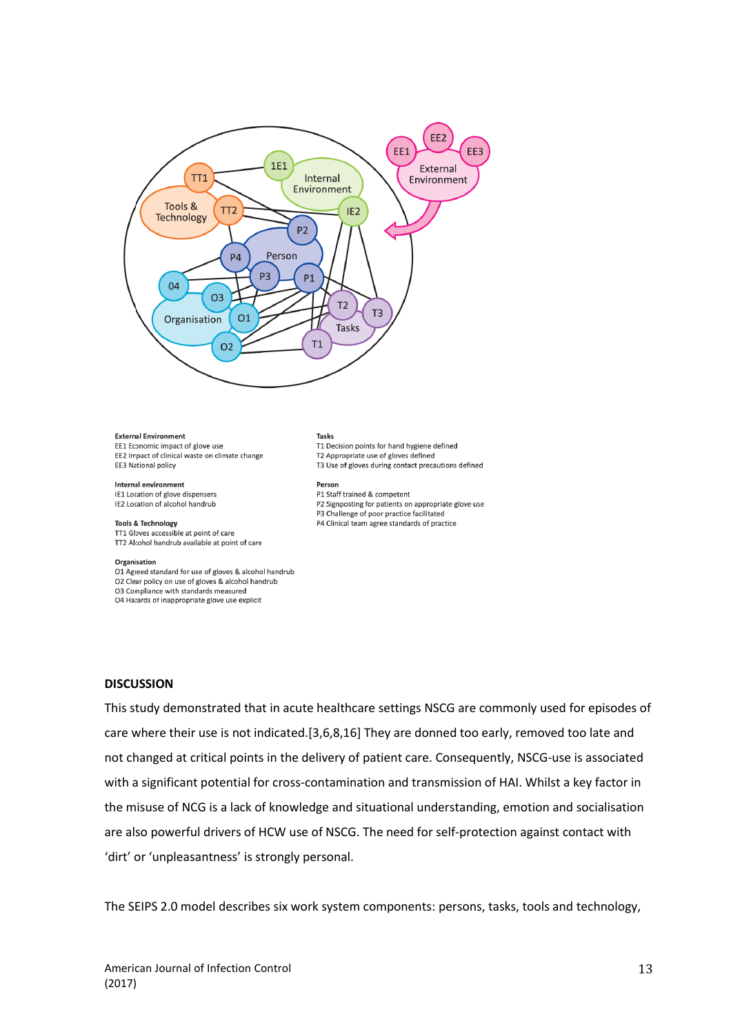**External Environment**
EE1 Economic impact of glove use
EE2 Impact of clinical waste on climate change
EE3 National policy

**Internal environment**
IE1 Location of glove dispensers
IE2 Location of alcohol handrub

**Tools & Technology**
TT1 Gloves accessible at point of care
TT2 Alcohol handrub available at point of care

**Organisation**
O1 Agreed standard for use of gloves & alcohol handrub
O2 Clear policy on use of gloves & alcohol handrub
O3 Compliance with standards measured
O4 Hazards of inappropriate glove use explicit

**Tasks**
T1 Decision points for hand hygiene defined
T2 Appropriate use of gloves defined
T3 Use of gloves during contact precautions defined

**Person**
P1 Staff trained & competent
P2 Signposting for patients on appropriate glove use
P3 Challenge of poor practice facilitated
P4 Clinical team agree standards of practice

## DISCUSSION

This study demonstrated that in acute healthcare settings NSCG are commonly used for episodes of care where their use is not indicated.[3,6,8,16] They are donned too early, removed too late and not changed at critical points in the delivery of patient care. Consequently, NSCG-use is associated with a significant potential for cross-contamination and transmission of HAI. Whilst a key factor in the misuse of NCG is a lack of knowledge and situational understanding, emotion and socialisation are also powerful drivers of HCW use of NSCG. The need for self-protection against contact with 'dirt' or 'unpleasantness' is strongly personal.

The SEIPS 2.0 model describes six work system components: persons, tasks, tools and technology,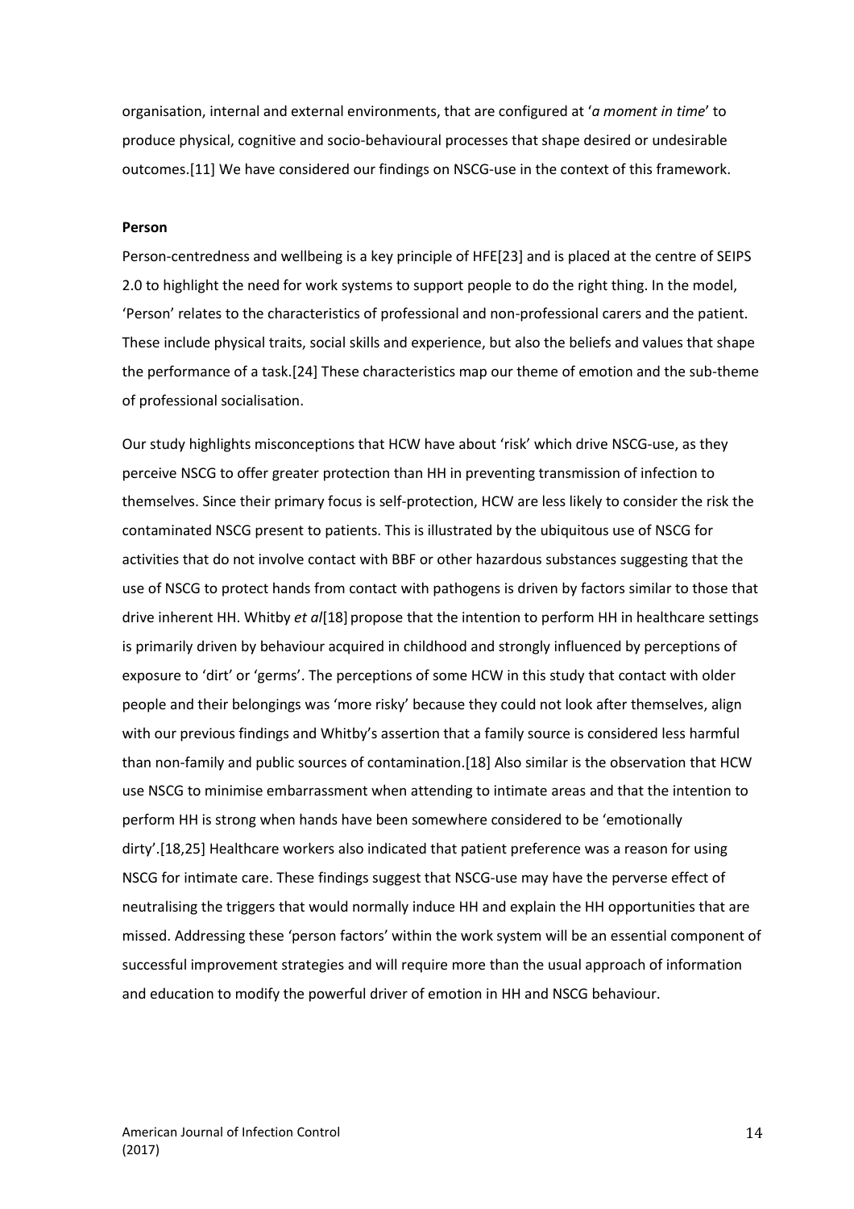organisation, internal and external environments, that are configured at '*a moment in time*' to produce physical, cognitive and socio-behavioural processes that shape desired or undesirable outcomes.[11] We have considered our findings on NSCG-use in the context of this framework.

**Person**

Person-centredness and wellbeing is a key principle of HFE[23] and is placed at the centre of SEIPS 2.0 to highlight the need for work systems to support people to do the right thing. In the model, 'Person' relates to the characteristics of professional and non-professional carers and the patient. These include physical traits, social skills and experience, but also the beliefs and values that shape the performance of a task.[24] These characteristics map our theme of emotion and the sub-theme of professional socialisation.

Our study highlights misconceptions that HCW have about 'risk' which drive NSCG-use, as they perceive NSCG to offer greater protection than HH in preventing transmission of infection to themselves. Since their primary focus is self-protection, HCW are less likely to consider the risk the contaminated NSCG present to patients. This is illustrated by the ubiquitous use of NSCG for activities that do not involve contact with BBF or other hazardous substances suggesting that the use of NSCG to protect hands from contact with pathogens is driven by factors similar to those that drive inherent HH. Whitby *et al*[18] propose that the intention to perform HH in healthcare settings is primarily driven by behaviour acquired in childhood and strongly influenced by perceptions of exposure to 'dirt' or 'germs'. The perceptions of some HCW in this study that contact with older people and their belongings was 'more risky' because they could not look after themselves, align with our previous findings and Whitby's assertion that a family source is considered less harmful than non-family and public sources of contamination.[18] Also similar is the observation that HCW use NSCG to minimise embarrassment when attending to intimate areas and that the intention to perform HH is strong when hands have been somewhere considered to be 'emotionally dirty'.[18,25] Healthcare workers also indicated that patient preference was a reason for using NSCG for intimate care. These findings suggest that NSCG-use may have the perverse effect of neutralising the triggers that would normally induce HH and explain the HH opportunities that are missed. Addressing these 'person factors' within the work system will be an essential component of successful improvement strategies and will require more than the usual approach of information and education to modify the powerful driver of emotion in HH and NSCG behaviour.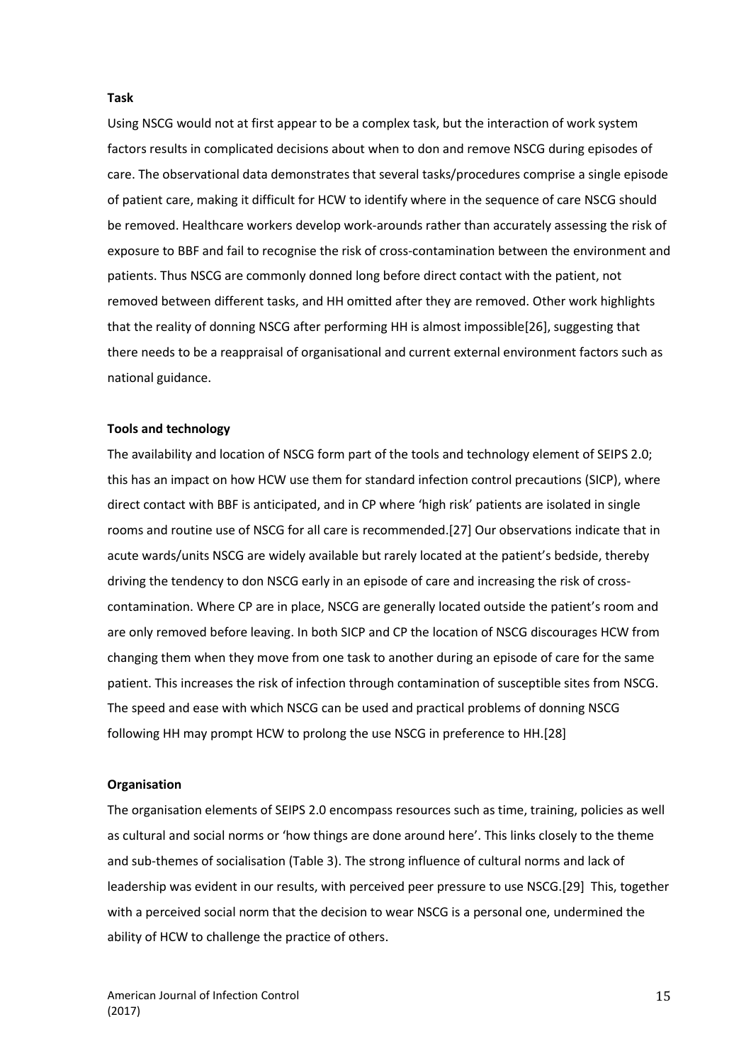**Task**

Using NSCG would not at first appear to be a complex task, but the interaction of work system factors results in complicated decisions about when to don and remove NSCG during episodes of care. The observational data demonstrates that several tasks/procedures comprise a single episode of patient care, making it difficult for HCW to identify where in the sequence of care NSCG should be removed. Healthcare workers develop work-arounds rather than accurately assessing the risk of exposure to BBF and fail to recognise the risk of cross-contamination between the environment and patients. Thus NSCG are commonly donned long before direct contact with the patient, not removed between different tasks, and HH omitted after they are removed. Other work highlights that the reality of donning NSCG after performing HH is almost impossible[26], suggesting that there needs to be a reappraisal of organisational and current external environment factors such as national guidance.

**Tools and technology**

The availability and location of NSCG form part of the tools and technology element of SEIPS 2.0; this has an impact on how HCW use them for standard infection control precautions (SICP), where direct contact with BBF is anticipated, and in CP where 'high risk' patients are isolated in single rooms and routine use of NSCG for all care is recommended.[27] Our observations indicate that in acute wards/units NSCG are widely available but rarely located at the patient's bedside, thereby driving the tendency to don NSCG early in an episode of care and increasing the risk of cross-contamination. Where CP are in place, NSCG are generally located outside the patient's room and are only removed before leaving. In both SICP and CP the location of NSCG discourages HCW from changing them when they move from one task to another during an episode of care for the same patient. This increases the risk of infection through contamination of susceptible sites from NSCG. The speed and ease with which NSCG can be used and practical problems of donning NSCG following HH may prompt HCW to prolong the use NSCG in preference to HH.[28]

**Organisation**

The organisation elements of SEIPS 2.0 encompass resources such as time, training, policies as well as cultural and social norms or 'how things are done around here'. This links closely to the theme and sub-themes of socialisation (Table 3). The strong influence of cultural norms and lack of leadership was evident in our results, with perceived peer pressure to use NSCG.[29] This, together with a perceived social norm that the decision to wear NSCG is a personal one, undermined the ability of HCW to challenge the practice of others.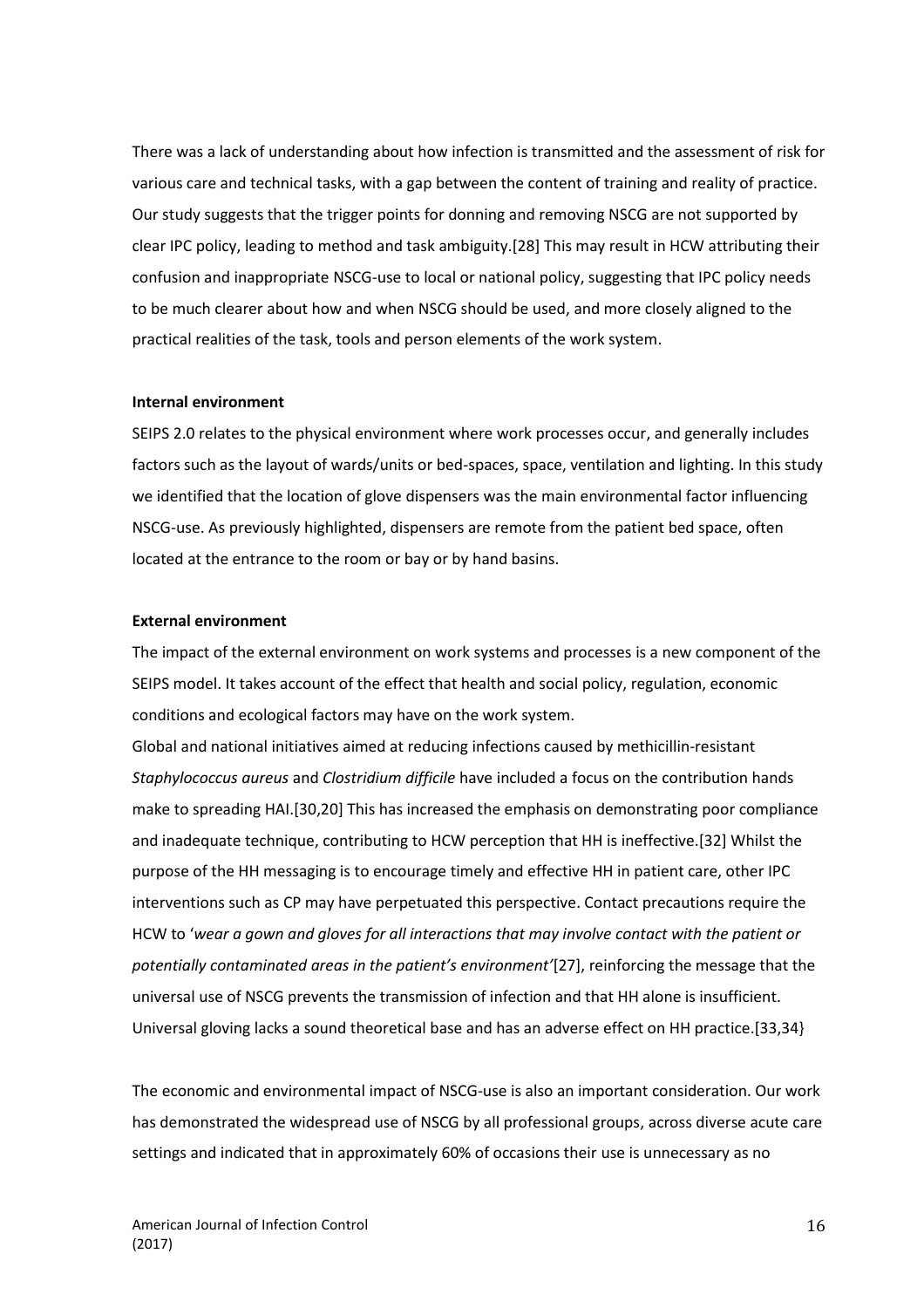There was a lack of understanding about how infection is transmitted and the assessment of risk for various care and technical tasks, with a gap between the content of training and reality of practice. Our study suggests that the trigger points for donning and removing NSCG are not supported by clear IPC policy, leading to method and task ambiguity.[28] This may result in HCW attributing their confusion and inappropriate NSCG-use to local or national policy, suggesting that IPC policy needs to be much clearer about how and when NSCG should be used, and more closely aligned to the practical realities of the task, tools and person elements of the work system.

**Internal environment**

SEIPS 2.0 relates to the physical environment where work processes occur, and generally includes factors such as the layout of wards/units or bed-spaces, space, ventilation and lighting. In this study we identified that the location of glove dispensers was the main environmental factor influencing NSCG-use. As previously highlighted, dispensers are remote from the patient bed space, often located at the entrance to the room or bay or by hand basins.

**External environment**

The impact of the external environment on work systems and processes is a new component of the SEIPS model. It takes account of the effect that health and social policy, regulation, economic conditions and ecological factors may have on the work system.

Global and national initiatives aimed at reducing infections caused by methicillin-resistant *Staphylococcus aureus* and *Clostridium difficile* have included a focus on the contribution hands make to spreading HAI.[30,20] This has increased the emphasis on demonstrating poor compliance and inadequate technique, contributing to HCW perception that HH is ineffective.[32] Whilst the purpose of the HH messaging is to encourage timely and effective HH in patient care, other IPC interventions such as CP may have perpetuated this perspective. Contact precautions require the HCW to '*wear a gown and gloves for all interactions that may involve contact with the patient or potentially contaminated areas in the patient's environment'*[27], reinforcing the message that the universal use of NSCG prevents the transmission of infection and that HH alone is insufficient. Universal gloving lacks a sound theoretical base and has an adverse effect on HH practice.[33,34}

The economic and environmental impact of NSCG-use is also an important consideration. Our work has demonstrated the widespread use of NSCG by all professional groups, across diverse acute care settings and indicated that in approximately 60% of occasions their use is unnecessary as no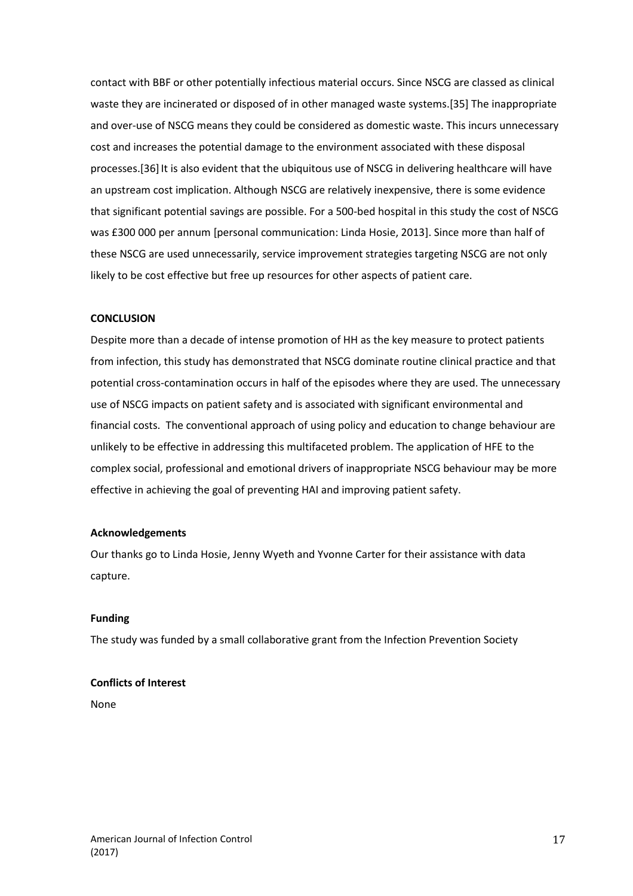contact with BBF or other potentially infectious material occurs. Since NSCG are classed as clinical waste they are incinerated or disposed of in other managed waste systems.[35] The inappropriate and over-use of NSCG means they could be considered as domestic waste. This incurs unnecessary cost and increases the potential damage to the environment associated with these disposal processes.[36] It is also evident that the ubiquitous use of NSCG in delivering healthcare will have an upstream cost implication. Although NSCG are relatively inexpensive, there is some evidence that significant potential savings are possible. For a 500-bed hospital in this study the cost of NSCG was £300 000 per annum [personal communication: Linda Hosie, 2013]. Since more than half of these NSCG are used unnecessarily, service improvement strategies targeting NSCG are not only likely to be cost effective but free up resources for other aspects of patient care.

## CONCLUSION

Despite more than a decade of intense promotion of HH as the key measure to protect patients from infection, this study has demonstrated that NSCG dominate routine clinical practice and that potential cross-contamination occurs in half of the episodes where they are used. The unnecessary use of NSCG impacts on patient safety and is associated with significant environmental and financial costs. The conventional approach of using policy and education to change behaviour are unlikely to be effective in addressing this multifaceted problem. The application of HFE to the complex social, professional and emotional drivers of inappropriate NSCG behaviour may be more effective in achieving the goal of preventing HAI and improving patient safety.

### Acknowledgements

Our thanks go to Linda Hosie, Jenny Wyeth and Yvonne Carter for their assistance with data capture.

### Funding

The study was funded by a small collaborative grant from the Infection Prevention Society

### Conflicts of Interest

None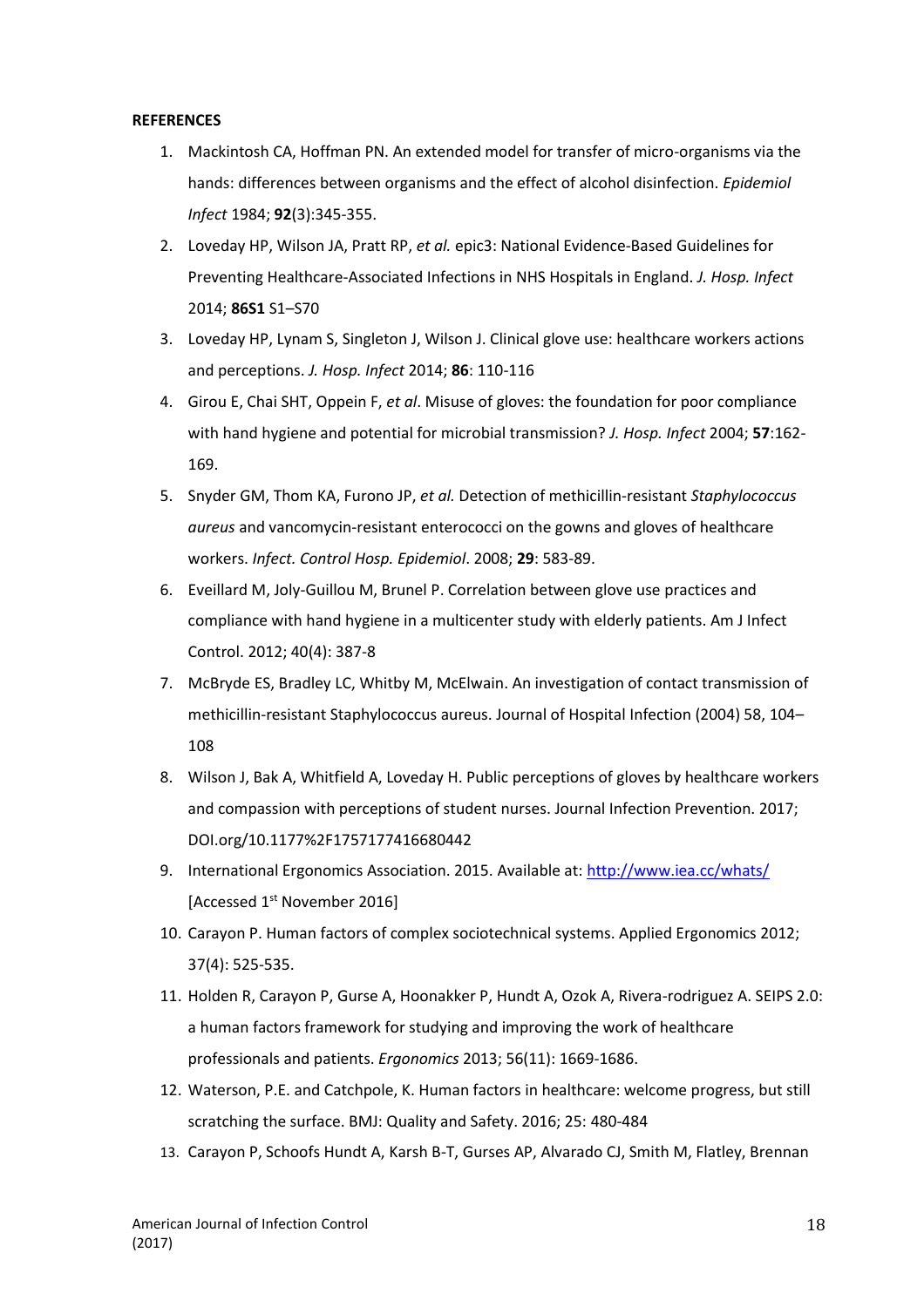**REFERENCES**

1. Mackintosh CA, Hoffman PN. An extended model for transfer of micro-organisms via the hands: differences between organisms and the effect of alcohol disinfection. *Epidemiol Infect* 1984; **92**(3):345-355.
2. Loveday HP, Wilson JA, Pratt RP, *et al.* epic3: National Evidence-Based Guidelines for Preventing Healthcare-Associated Infections in NHS Hospitals in England. *J. Hosp. Infect* 2014; **86S1** S1–S70
3. Loveday HP, Lynam S, Singleton J, Wilson J. Clinical glove use: healthcare workers actions and perceptions. *J. Hosp. Infect* 2014; **86**: 110-116
4. Girou E, Chai SHT, Oppein F, *et al*. Misuse of gloves: the foundation for poor compliance with hand hygiene and potential for microbial transmission? *J. Hosp. Infect* 2004; **57**:162-169.
5. Snyder GM, Thom KA, Furono JP, *et al.* Detection of methicillin-resistant *Staphylococcus aureus* and vancomycin-resistant enterococci on the gowns and gloves of healthcare workers. *Infect. Control Hosp. Epidemiol*. 2008; **29**: 583-89.
6. Eveillard M, Joly-Guillou M, Brunel P. Correlation between glove use practices and compliance with hand hygiene in a multicenter study with elderly patients. Am J Infect Control. 2012; 40(4): 387-8
7. McBryde ES, Bradley LC, Whitby M, McElwain. An investigation of contact transmission of methicillin-resistant Staphylococcus aureus. Journal of Hospital Infection (2004) 58, 104–108
8. Wilson J, Bak A, Whitfield A, Loveday H. Public perceptions of gloves by healthcare workers and compassion with perceptions of student nurses. Journal Infection Prevention. 2017; DOI.org/10.1177%2F1757177416680442
9. International Ergonomics Association. 2015. Available at: http://www.iea.cc/whats/ [Accessed 1st November 2016]
10. Carayon P. Human factors of complex sociotechnical systems. Applied Ergonomics 2012; 37(4): 525-535.
11. Holden R, Carayon P, Gurse A, Hoonakker P, Hundt A, Ozok A, Rivera-rodriguez A. SEIPS 2.0: a human factors framework for studying and improving the work of healthcare professionals and patients. *Ergonomics* 2013; 56(11): 1669-1686.
12. Waterson, P.E. and Catchpole, K. Human factors in healthcare: welcome progress, but still scratching the surface. BMJ: Quality and Safety. 2016; 25: 480-484
13. Carayon P, Schoofs Hundt A, Karsh B-T, Gurses AP, Alvarado CJ, Smith M, Flatley, Brennan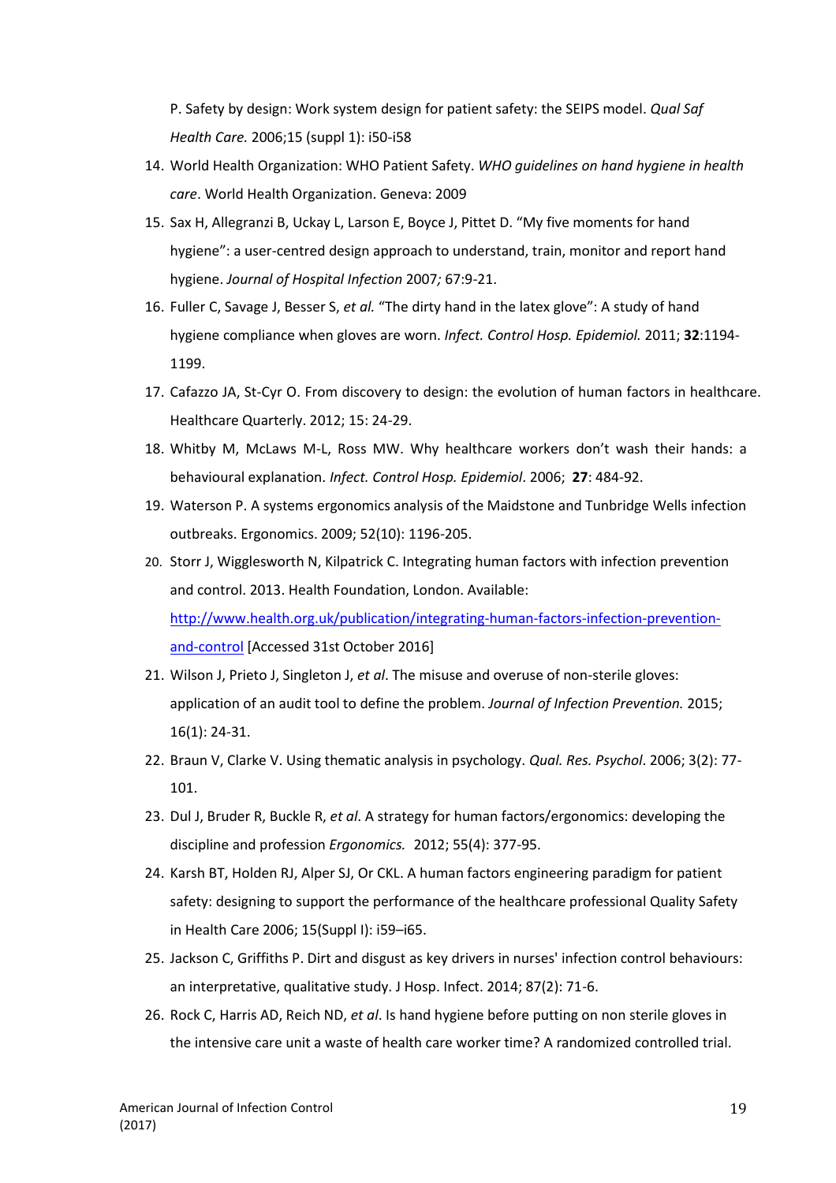P. Safety by design: Work system design for patient safety: the SEIPS model. *Qual Saf Health Care.* 2006;15 (suppl 1): i50-i58

14. World Health Organization: WHO Patient Safety. *WHO guidelines on hand hygiene in health care*. World Health Organization. Geneva: 2009
15. Sax H, Allegranzi B, Uckay L, Larson E, Boyce J, Pittet D. "My five moments for hand hygiene": a user-centred design approach to understand, train, monitor and report hand hygiene. *Journal of Hospital Infection* 2007*;* 67:9-21.
16. Fuller C, Savage J, Besser S, *et al.* "The dirty hand in the latex glove": A study of hand hygiene compliance when gloves are worn. *Infect. Control Hosp. Epidemiol.* 2011; **32**:1194-1199.
17. Cafazzo JA, St-Cyr O. From discovery to design: the evolution of human factors in healthcare. Healthcare Quarterly. 2012; 15: 24-29.
18. Whitby M, McLaws M-L, Ross MW. Why healthcare workers don't wash their hands: a behavioural explanation. *Infect. Control Hosp. Epidemiol*. 2006; **27**: 484-92.
19. Waterson P. A systems ergonomics analysis of the Maidstone and Tunbridge Wells infection outbreaks. Ergonomics. 2009; 52(10): 1196-205.
20. Storr J, Wigglesworth N, Kilpatrick C. Integrating human factors with infection prevention and control. 2013. Health Foundation, London. Available: [http://www.health.org.uk/publication/integrating-human-factors-infection-prevention-and-control](http://www.health.org.uk/publication/integrating-human-factors-infection-prevention-and-control) [Accessed 31st October 2016]
21. Wilson J, Prieto J, Singleton J, *et al*. The misuse and overuse of non-sterile gloves: application of an audit tool to define the problem. *Journal of Infection Prevention.* 2015; 16(1): 24-31.
22. Braun V, Clarke V. Using thematic analysis in psychology. *Qual. Res. Psychol*. 2006; 3(2): 77-101.
23. Dul J, Bruder R, Buckle R, *et al*. A strategy for human factors/ergonomics: developing the discipline and profession *Ergonomics.* 2012; 55(4): 377-95.
24. Karsh BT, Holden RJ, Alper SJ, Or CKL. A human factors engineering paradigm for patient safety: designing to support the performance of the healthcare professional Quality Safety in Health Care 2006; 15(Suppl I): i59–i65.
25. Jackson C, Griffiths P. Dirt and disgust as key drivers in nurses' infection control behaviours: an interpretative, qualitative study. J Hosp. Infect. 2014; 87(2): 71-6.
26. Rock C, Harris AD, Reich ND, *et al*. Is hand hygiene before putting on non sterile gloves in the intensive care unit a waste of health care worker time? A randomized controlled trial.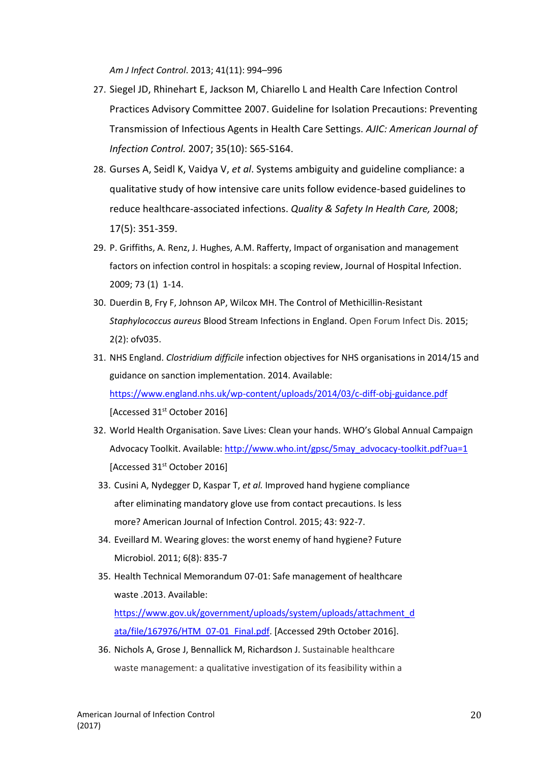*Am J Infect Control*. 2013; 41(11): 994–996

27. Siegel JD, Rhinehart E, Jackson M, Chiarello L and Health Care Infection Control Practices Advisory Committee 2007. Guideline for Isolation Precautions: Preventing Transmission of Infectious Agents in Health Care Settings. *AJIC: American Journal of Infection Control.* 2007; 35(10): S65-S164.
28. Gurses A, Seidl K, Vaidya V, *et al*. Systems ambiguity and guideline compliance: a qualitative study of how intensive care units follow evidence-based guidelines to reduce healthcare-associated infections. *Quality & Safety In Health Care,* 2008; 17(5): 351-359.
29. P. Griffiths, A. Renz, J. Hughes, A.M. Rafferty, Impact of organisation and management factors on infection control in hospitals: a scoping review, Journal of Hospital Infection. 2009; 73 (1) 1-14.
30. Duerdin B, Fry F, Johnson AP, Wilcox MH. The Control of Methicillin-Resistant *Staphylococcus aureus* Blood Stream Infections in England. Open Forum Infect Dis. 2015; 2(2): ofv035.
31. NHS England. *Clostridium difficile* infection objectives for NHS organisations in 2014/15 and guidance on sanction implementation. 2014. Available: https://www.england.nhs.uk/wp-content/uploads/2014/03/c-diff-obj-guidance.pdf [Accessed 31st October 2016]
32. World Health Organisation. Save Lives: Clean your hands. WHO's Global Annual Campaign Advocacy Toolkit. Available: http://www.who.int/gpsc/5may_advocacy-toolkit.pdf?ua=1 [Accessed 31st October 2016]
33. Cusini A, Nydegger D, Kaspar T, *et al.* Improved hand hygiene compliance after eliminating mandatory glove use from contact precautions. Is less more? American Journal of Infection Control. 2015; 43: 922-7.
34. Eveillard M. Wearing gloves: the worst enemy of hand hygiene? Future Microbiol. 2011; 6(8): 835-7
35. Health Technical Memorandum 07-01: Safe management of healthcare waste .2013. Available: https://www.gov.uk/government/uploads/system/uploads/attachment_data/file/167976/HTM_07-01_Final.pdf. [Accessed 29th October 2016].
36. Nichols A, Grose J, Bennallick M, Richardson J. Sustainable healthcare waste management: a qualitative investigation of its feasibility within a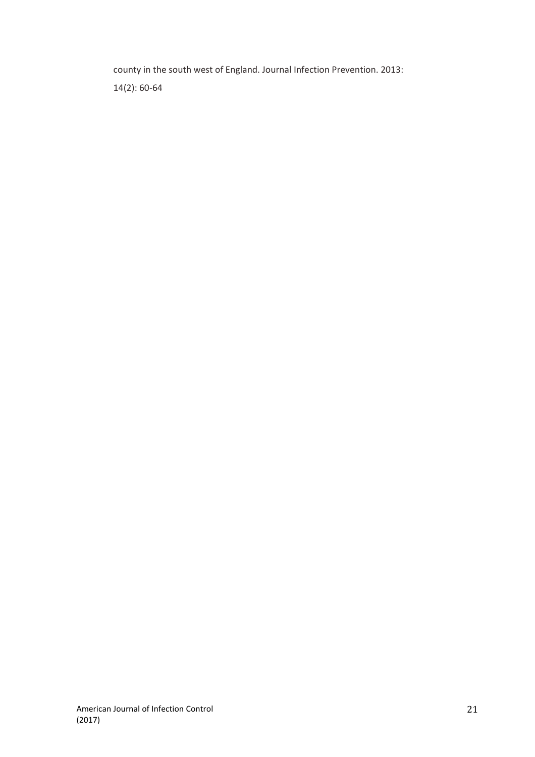county in the south west of England. Journal Infection Prevention. 2013: 14(2): 60-64